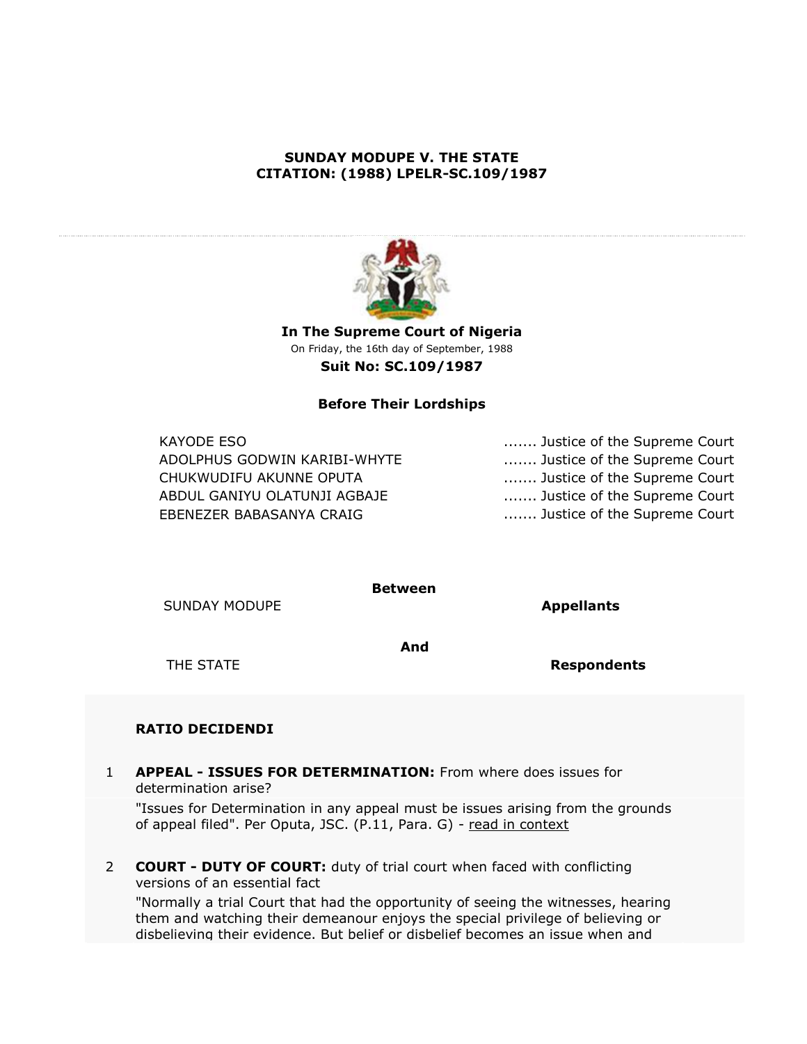**SUNDAY MODUPE V. THE STATE**
**CITATION: (1988) LPELR-SC.109/1987**

**In The Supreme Court of Nigeria**

On Friday, the 16th day of September, 1988

**Suit No: SC.109/1987**

**Before Their Lordships**

| | |
|---|---|
| KAYODE ESO | ....... Justice of the Supreme Court |
| ADOLPHUS GODWIN KARIBI-WHYTE | ....... Justice of the Supreme Court |
| CHUKWUDIFU AKUNNE OPUTA | ....... Justice of the Supreme Court |
| ABDUL GANIYU OLATUNJI AGBAJE | ....... Justice of the Supreme Court |
| EBENEZER BABASANYA CRAIG | ....... Justice of the Supreme Court |

**Between**

SUNDAY MODUPE — **Appellants**

**And**

THE STATE — **Respondents**

**RATIO DECIDENDI**

1. **APPEAL - ISSUES FOR DETERMINATION:** From where does issues for determination arise?

   "Issues for Determination in any appeal must be issues arising from the grounds of appeal filed". Per Oputa, JSC. (P.11, Para. G) - read in context

2. **COURT - DUTY OF COURT:** duty of trial court when faced with conflicting versions of an essential fact

   "Normally a trial Court that had the opportunity of seeing the witnesses, hearing them and watching their demeanour enjoys the special privilege of believing or disbelieving their evidence. But belief or disbelief becomes an issue when and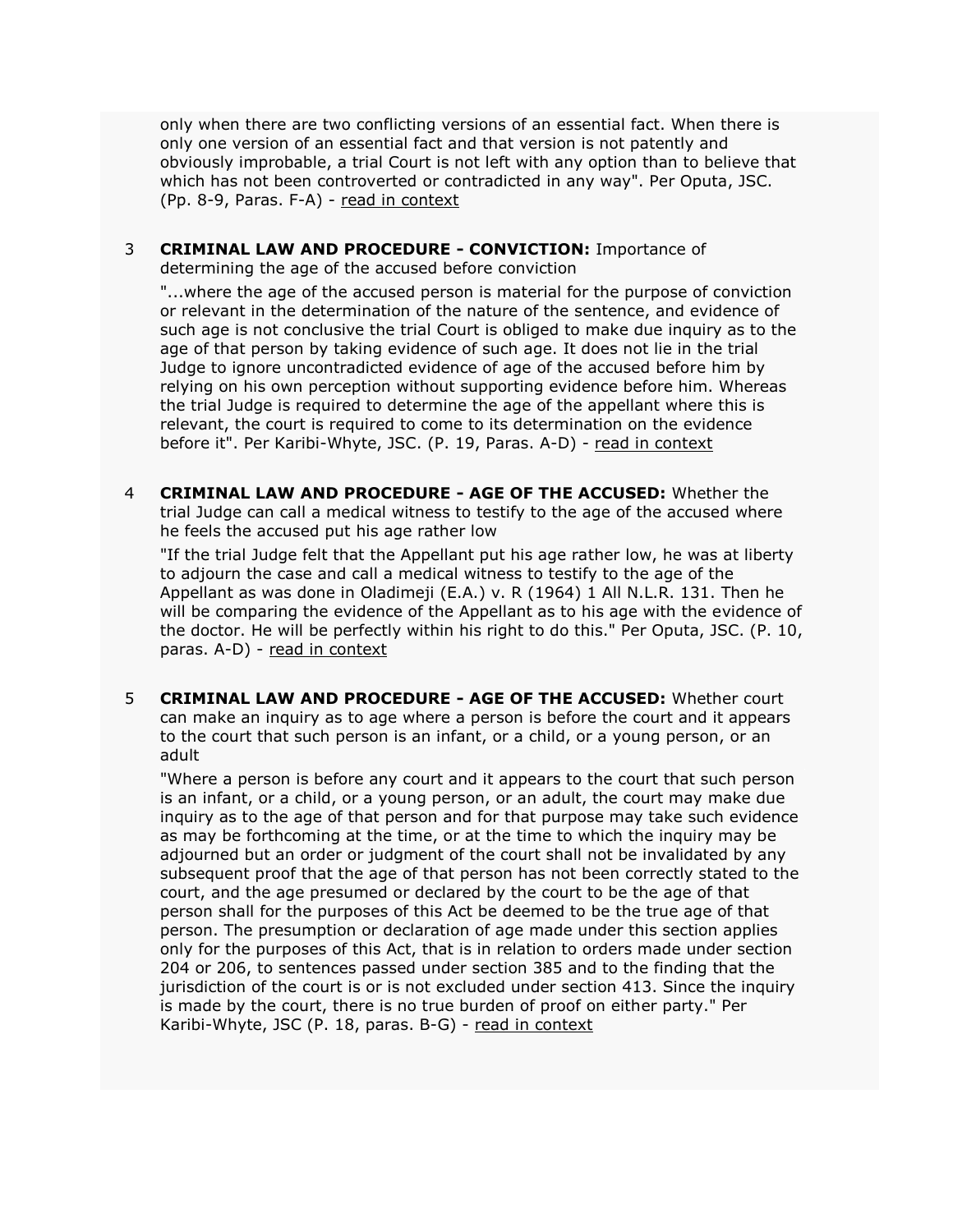only when there are two conflicting versions of an essential fact. When there is only one version of an essential fact and that version is not patently and obviously improbable, a trial Court is not left with any option than to believe that which has not been controverted or contradicted in any way". Per Oputa, JSC. (Pp. 8-9, Paras. F-A) - read in context

3 **CRIMINAL LAW AND PROCEDURE - CONVICTION:** Importance of determining the age of the accused before conviction

"...where the age of the accused person is material for the purpose of conviction or relevant in the determination of the nature of the sentence, and evidence of such age is not conclusive the trial Court is obliged to make due inquiry as to the age of that person by taking evidence of such age. It does not lie in the trial Judge to ignore uncontradicted evidence of age of the accused before him by relying on his own perception without supporting evidence before him. Whereas the trial Judge is required to determine the age of the appellant where this is relevant, the court is required to come to its determination on the evidence before it". Per Karibi-Whyte, JSC. (P. 19, Paras. A-D) - read in context

4 **CRIMINAL LAW AND PROCEDURE - AGE OF THE ACCUSED:** Whether the trial Judge can call a medical witness to testify to the age of the accused where he feels the accused put his age rather low

"If the trial Judge felt that the Appellant put his age rather low, he was at liberty to adjourn the case and call a medical witness to testify to the age of the Appellant as was done in Oladimeji (E.A.) v. R (1964) 1 All N.L.R. 131. Then he will be comparing the evidence of the Appellant as to his age with the evidence of the doctor. He will be perfectly within his right to do this." Per Oputa, JSC. (P. 10, paras. A-D) - read in context

5 **CRIMINAL LAW AND PROCEDURE - AGE OF THE ACCUSED:** Whether court can make an inquiry as to age where a person is before the court and it appears to the court that such person is an infant, or a child, or a young person, or an adult

"Where a person is before any court and it appears to the court that such person is an infant, or a child, or a young person, or an adult, the court may make due inquiry as to the age of that person and for that purpose may take such evidence as may be forthcoming at the time, or at the time to which the inquiry may be adjourned but an order or judgment of the court shall not be invalidated by any subsequent proof that the age of that person has not been correctly stated to the court, and the age presumed or declared by the court to be the age of that person shall for the purposes of this Act be deemed to be the true age of that person. The presumption or declaration of age made under this section applies only for the purposes of this Act, that is in relation to orders made under section 204 or 206, to sentences passed under section 385 and to the finding that the jurisdiction of the court is or is not excluded under section 413. Since the inquiry is made by the court, there is no true burden of proof on either party." Per Karibi-Whyte, JSC (P. 18, paras. B-G) - read in context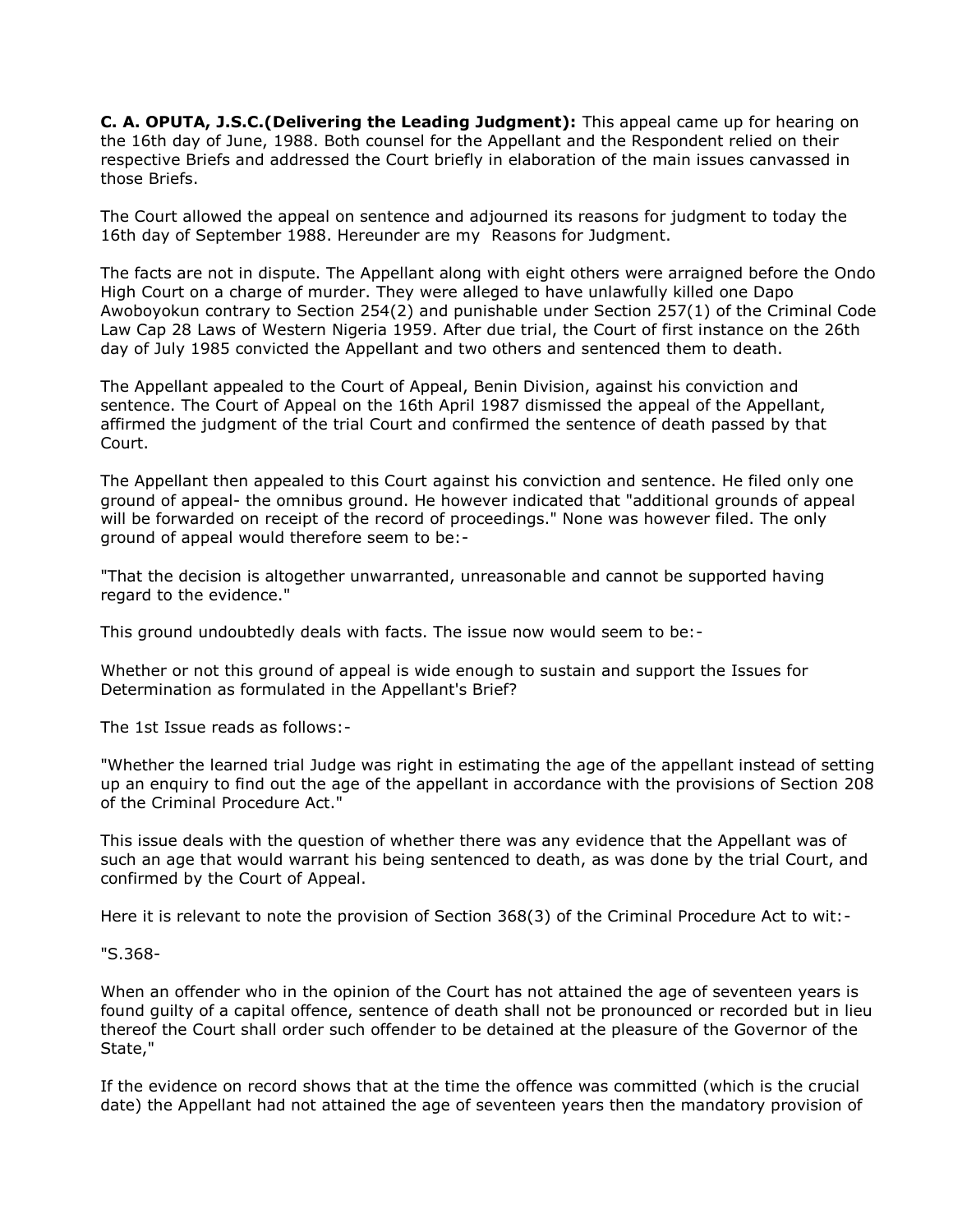**C. A. OPUTA, J.S.C.(Delivering the Leading Judgment):** This appeal came up for hearing on the 16th day of June, 1988. Both counsel for the Appellant and the Respondent relied on their respective Briefs and addressed the Court briefly in elaboration of the main issues canvassed in those Briefs.

The Court allowed the appeal on sentence and adjourned its reasons for judgment to today the 16th day of September 1988. Hereunder are my Reasons for Judgment.

The facts are not in dispute. The Appellant along with eight others were arraigned before the Ondo High Court on a charge of murder. They were alleged to have unlawfully killed one Dapo Awoboyokun contrary to Section 254(2) and punishable under Section 257(1) of the Criminal Code Law Cap 28 Laws of Western Nigeria 1959. After due trial, the Court of first instance on the 26th day of July 1985 convicted the Appellant and two others and sentenced them to death.

The Appellant appealed to the Court of Appeal, Benin Division, against his conviction and sentence. The Court of Appeal on the 16th April 1987 dismissed the appeal of the Appellant, affirmed the judgment of the trial Court and confirmed the sentence of death passed by that Court.

The Appellant then appealed to this Court against his conviction and sentence. He filed only one ground of appeal- the omnibus ground. He however indicated that "additional grounds of appeal will be forwarded on receipt of the record of proceedings." None was however filed. The only ground of appeal would therefore seem to be:-

"That the decision is altogether unwarranted, unreasonable and cannot be supported having regard to the evidence."

This ground undoubtedly deals with facts. The issue now would seem to be:-

Whether or not this ground of appeal is wide enough to sustain and support the Issues for Determination as formulated in the Appellant's Brief?

The 1st Issue reads as follows:-

"Whether the learned trial Judge was right in estimating the age of the appellant instead of setting up an enquiry to find out the age of the appellant in accordance with the provisions of Section 208 of the Criminal Procedure Act."

This issue deals with the question of whether there was any evidence that the Appellant was of such an age that would warrant his being sentenced to death, as was done by the trial Court, and confirmed by the Court of Appeal.

Here it is relevant to note the provision of Section 368(3) of the Criminal Procedure Act to wit:-

"S.368-

When an offender who in the opinion of the Court has not attained the age of seventeen years is found guilty of a capital offence, sentence of death shall not be pronounced or recorded but in lieu thereof the Court shall order such offender to be detained at the pleasure of the Governor of the State,"

If the evidence on record shows that at the time the offence was committed (which is the crucial date) the Appellant had not attained the age of seventeen years then the mandatory provision of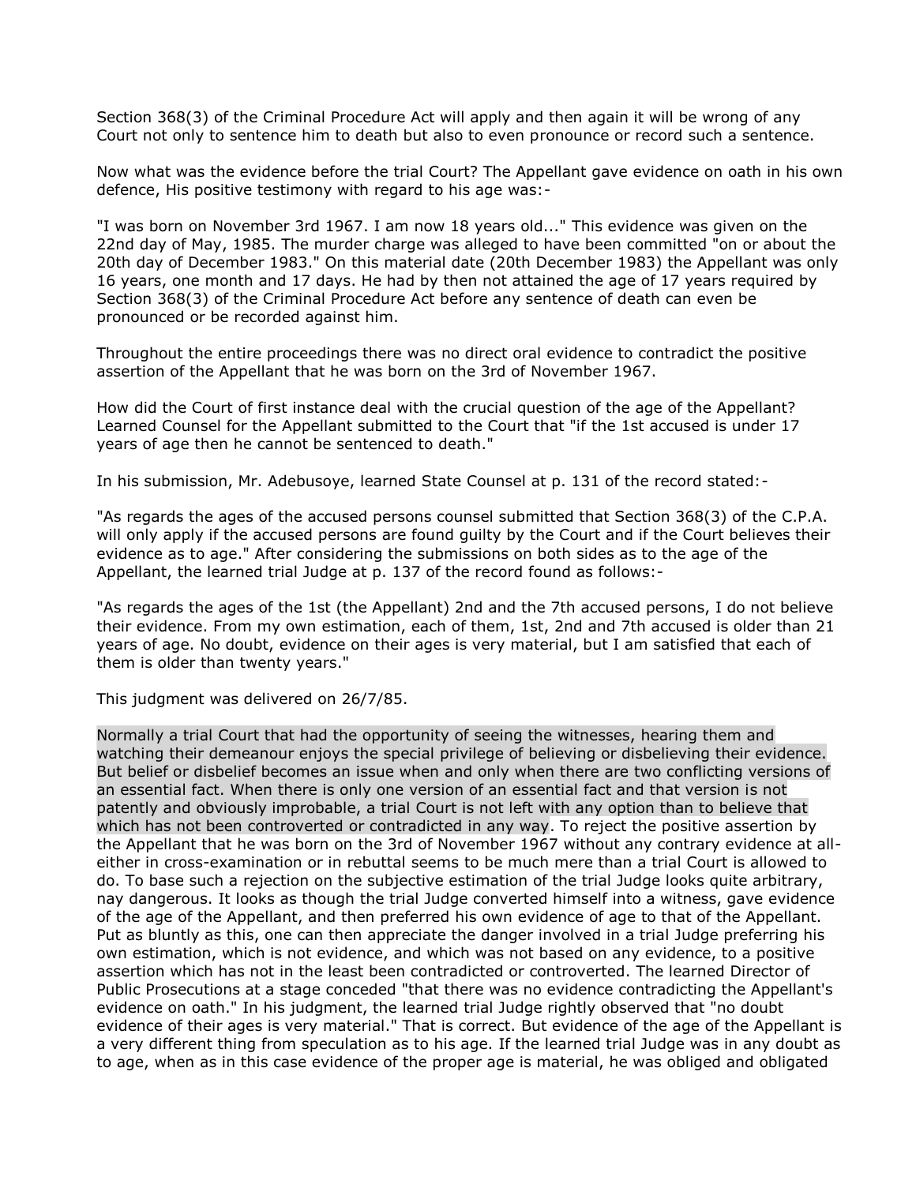Section 368(3) of the Criminal Procedure Act will apply and then again it will be wrong of any Court not only to sentence him to death but also to even pronounce or record such a sentence.

Now what was the evidence before the trial Court? The Appellant gave evidence on oath in his own defence, His positive testimony with regard to his age was:-

"I was born on November 3rd 1967. I am now 18 years old..." This evidence was given on the 22nd day of May, 1985. The murder charge was alleged to have been committed "on or about the 20th day of December 1983." On this material date (20th December 1983) the Appellant was only 16 years, one month and 17 days. He had by then not attained the age of 17 years required by Section 368(3) of the Criminal Procedure Act before any sentence of death can even be pronounced or be recorded against him.

Throughout the entire proceedings there was no direct oral evidence to contradict the positive assertion of the Appellant that he was born on the 3rd of November 1967.

How did the Court of first instance deal with the crucial question of the age of the Appellant? Learned Counsel for the Appellant submitted to the Court that "if the 1st accused is under 17 years of age then he cannot be sentenced to death."

In his submission, Mr. Adebusoye, learned State Counsel at p. 131 of the record stated:-

"As regards the ages of the accused persons counsel submitted that Section 368(3) of the C.P.A. will only apply if the accused persons are found guilty by the Court and if the Court believes their evidence as to age." After considering the submissions on both sides as to the age of the Appellant, the learned trial Judge at p. 137 of the record found as follows:-

"As regards the ages of the 1st (the Appellant) 2nd and the 7th accused persons, I do not believe their evidence. From my own estimation, each of them, 1st, 2nd and 7th accused is older than 21 years of age. No doubt, evidence on their ages is very material, but I am satisfied that each of them is older than twenty years."

This judgment was delivered on 26/7/85.

Normally a trial Court that had the opportunity of seeing the witnesses, hearing them and watching their demeanour enjoys the special privilege of believing or disbelieving their evidence. But belief or disbelief becomes an issue when and only when there are two conflicting versions of an essential fact. When there is only one version of an essential fact and that version is not patently and obviously improbable, a trial Court is not left with any option than to believe that which has not been controverted or contradicted in any way. To reject the positive assertion by the Appellant that he was born on the 3rd of November 1967 without any contrary evidence at all- either in cross-examination or in rebuttal seems to be much mere than a trial Court is allowed to do. To base such a rejection on the subjective estimation of the trial Judge looks quite arbitrary, nay dangerous. It looks as though the trial Judge converted himself into a witness, gave evidence of the age of the Appellant, and then preferred his own evidence of age to that of the Appellant. Put as bluntly as this, one can then appreciate the danger involved in a trial Judge preferring his own estimation, which is not evidence, and which was not based on any evidence, to a positive assertion which has not in the least been contradicted or controverted. The learned Director of Public Prosecutions at a stage conceded "that there was no evidence contradicting the Appellant's evidence on oath." In his judgment, the learned trial Judge rightly observed that "no doubt evidence of their ages is very material." That is correct. But evidence of the age of the Appellant is a very different thing from speculation as to his age. If the learned trial Judge was in any doubt as to age, when as in this case evidence of the proper age is material, he was obliged and obligated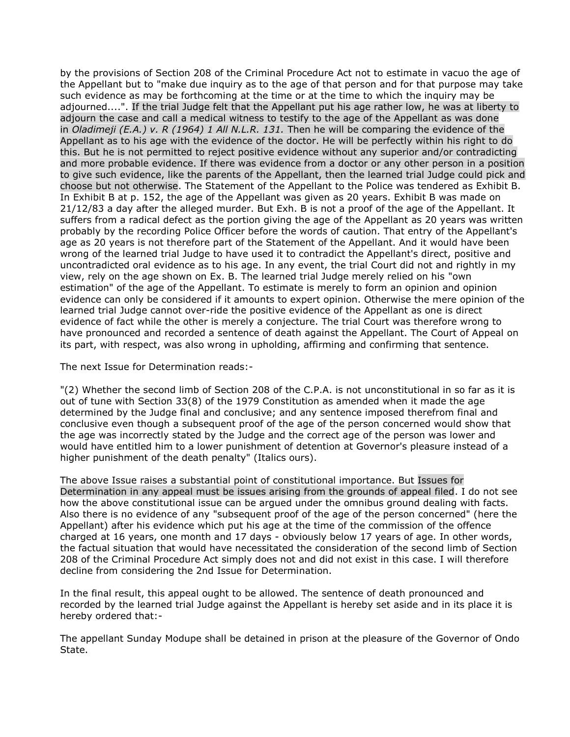by the provisions of Section 208 of the Criminal Procedure Act not to estimate in vacuo the age of the Appellant but to "make due inquiry as to the age of that person and for that purpose may take such evidence as may be forthcoming at the time or at the time to which the inquiry may be adjourned....". If the trial Judge felt that the Appellant put his age rather low, he was at liberty to adjourn the case and call a medical witness to testify to the age of the Appellant as was done in *Oladimeji (E.A.) v. R (1964) 1 All N.L.R. 131.* Then he will be comparing the evidence of the Appellant as to his age with the evidence of the doctor. He will be perfectly within his right to do this. But he is not permitted to reject positive evidence without any superior and/or contradicting and more probable evidence. If there was evidence from a doctor or any other person in a position to give such evidence, like the parents of the Appellant, then the learned trial Judge could pick and choose but not otherwise. The Statement of the Appellant to the Police was tendered as Exhibit B. In Exhibit B at p. 152, the age of the Appellant was given as 20 years. Exhibit B was made on 21/12/83 a day after the alleged murder. But Exh. B is not a proof of the age of the Appellant. It suffers from a radical defect as the portion giving the age of the Appellant as 20 years was written probably by the recording Police Officer before the words of caution. That entry of the Appellant's age as 20 years is not therefore part of the Statement of the Appellant. And it would have been wrong of the learned trial Judge to have used it to contradict the Appellant's direct, positive and uncontradicted oral evidence as to his age. In any event, the trial Court did not and rightly in my view, rely on the age shown on Ex. B. The learned trial Judge merely relied on his "own estimation" of the age of the Appellant. To estimate is merely to form an opinion and opinion evidence can only be considered if it amounts to expert opinion. Otherwise the mere opinion of the learned trial Judge cannot over-ride the positive evidence of the Appellant as one is direct evidence of fact while the other is merely a conjecture. The trial Court was therefore wrong to have pronounced and recorded a sentence of death against the Appellant. The Court of Appeal on its part, with respect, was also wrong in upholding, affirming and confirming that sentence.

The next Issue for Determination reads:-

"(2) Whether the second limb of Section 208 of the C.P.A. is not unconstitutional in so far as it is out of tune with Section 33(8) of the 1979 Constitution as amended when it made the age determined by the Judge final and conclusive; and any sentence imposed therefrom final and conclusive even though a subsequent proof of the age of the person concerned would show that the age was incorrectly stated by the Judge and the correct age of the person was lower and would have entitled him to a lower punishment of detention at Governor's pleasure instead of a higher punishment of the death penalty" (Italics ours).

The above Issue raises a substantial point of constitutional importance. But Issues for Determination in any appeal must be issues arising from the grounds of appeal filed. I do not see how the above constitutional issue can be argued under the omnibus ground dealing with facts. Also there is no evidence of any "subsequent proof of the age of the person concerned" (here the Appellant) after his evidence which put his age at the time of the commission of the offence charged at 16 years, one month and 17 days - obviously below 17 years of age. In other words, the factual situation that would have necessitated the consideration of the second limb of Section 208 of the Criminal Procedure Act simply does not and did not exist in this case. I will therefore decline from considering the 2nd Issue for Determination.

In the final result, this appeal ought to be allowed. The sentence of death pronounced and recorded by the learned trial Judge against the Appellant is hereby set aside and in its place it is hereby ordered that:-

The appellant Sunday Modupe shall be detained in prison at the pleasure of the Governor of Ondo State.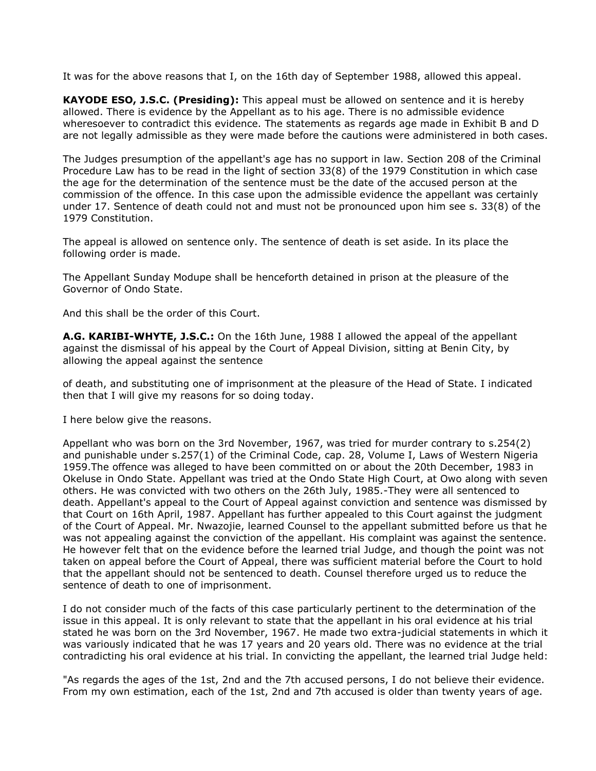It was for the above reasons that I, on the 16th day of September 1988, allowed this appeal.

**KAYODE ESO, J.S.C. (Presiding):** This appeal must be allowed on sentence and it is hereby allowed. There is evidence by the Appellant as to his age. There is no admissible evidence wheresoever to contradict this evidence. The statements as regards age made in Exhibit B and D are not legally admissible as they were made before the cautions were administered in both cases.

The Judges presumption of the appellant's age has no support in law. Section 208 of the Criminal Procedure Law has to be read in the light of section 33(8) of the 1979 Constitution in which case the age for the determination of the sentence must be the date of the accused person at the commission of the offence. In this case upon the admissible evidence the appellant was certainly under 17. Sentence of death could not and must not be pronounced upon him see s. 33(8) of the 1979 Constitution.

The appeal is allowed on sentence only. The sentence of death is set aside. In its place the following order is made.

The Appellant Sunday Modupe shall be henceforth detained in prison at the pleasure of the Governor of Ondo State.

And this shall be the order of this Court.

**A.G. KARIBI-WHYTE, J.S.C.:** On the 16th June, 1988 I allowed the appeal of the appellant against the dismissal of his appeal by the Court of Appeal Division, sitting at Benin City, by allowing the appeal against the sentence of death, and substituting one of imprisonment at the pleasure of the Head of State. I indicated then that I will give my reasons for so doing today.

I here below give the reasons.

Appellant who was born on the 3rd November, 1967, was tried for murder contrary to s.254(2) and punishable under s.257(1) of the Criminal Code, cap. 28, Volume I, Laws of Western Nigeria 1959.The offence was alleged to have been committed on or about the 20th December, 1983 in Okeluse in Ondo State. Appellant was tried at the Ondo State High Court, at Owo along with seven others. He was convicted with two others on the 26th July, 1985.-They were all sentenced to death. Appellant's appeal to the Court of Appeal against conviction and sentence was dismissed by that Court on 16th April, 1987. Appellant has further appealed to this Court against the judgment of the Court of Appeal. Mr. Nwazojie, learned Counsel to the appellant submitted before us that he was not appealing against the conviction of the appellant. His complaint was against the sentence. He however felt that on the evidence before the learned trial Judge, and though the point was not taken on appeal before the Court of Appeal, there was sufficient material before the Court to hold that the appellant should not be sentenced to death. Counsel therefore urged us to reduce the sentence of death to one of imprisonment.

I do not consider much of the facts of this case particularly pertinent to the determination of the issue in this appeal. It is only relevant to state that the appellant in his oral evidence at his trial stated he was born on the 3rd November, 1967. He made two extra-judicial statements in which it was variously indicated that he was 17 years and 20 years old. There was no evidence at the trial contradicting his oral evidence at his trial. In convicting the appellant, the learned trial Judge held:

"As regards the ages of the 1st, 2nd and the 7th accused persons, I do not believe their evidence. From my own estimation, each of the 1st, 2nd and 7th accused is older than twenty years of age.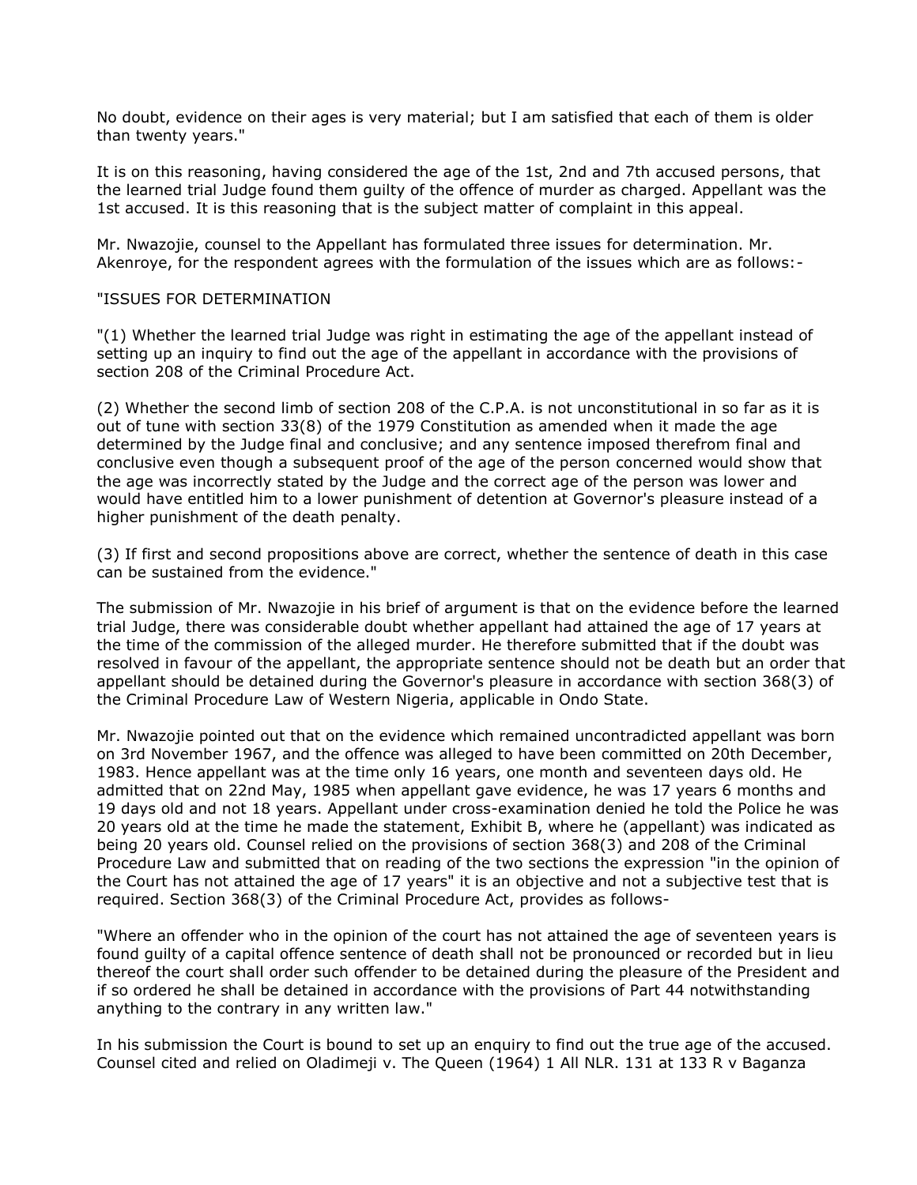No doubt, evidence on their ages is very material; but I am satisfied that each of them is older than twenty years."

It is on this reasoning, having considered the age of the 1st, 2nd and 7th accused persons, that the learned trial Judge found them guilty of the offence of murder as charged. Appellant was the 1st accused. It is this reasoning that is the subject matter of complaint in this appeal.

Mr. Nwazojie, counsel to the Appellant has formulated three issues for determination. Mr. Akenroye, for the respondent agrees with the formulation of the issues which are as follows:-

"ISSUES FOR DETERMINATION

"(1) Whether the learned trial Judge was right in estimating the age of the appellant instead of setting up an inquiry to find out the age of the appellant in accordance with the provisions of section 208 of the Criminal Procedure Act.

(2) Whether the second limb of section 208 of the C.P.A. is not unconstitutional in so far as it is out of tune with section 33(8) of the 1979 Constitution as amended when it made the age determined by the Judge final and conclusive; and any sentence imposed therefrom final and conclusive even though a subsequent proof of the age of the person concerned would show that the age was incorrectly stated by the Judge and the correct age of the person was lower and would have entitled him to a lower punishment of detention at Governor's pleasure instead of a higher punishment of the death penalty.

(3) If first and second propositions above are correct, whether the sentence of death in this case can be sustained from the evidence."

The submission of Mr. Nwazojie in his brief of argument is that on the evidence before the learned trial Judge, there was considerable doubt whether appellant had attained the age of 17 years at the time of the commission of the alleged murder. He therefore submitted that if the doubt was resolved in favour of the appellant, the appropriate sentence should not be death but an order that appellant should be detained during the Governor's pleasure in accordance with section 368(3) of the Criminal Procedure Law of Western Nigeria, applicable in Ondo State.

Mr. Nwazojie pointed out that on the evidence which remained uncontradicted appellant was born on 3rd November 1967, and the offence was alleged to have been committed on 20th December, 1983. Hence appellant was at the time only 16 years, one month and seventeen days old. He admitted that on 22nd May, 1985 when appellant gave evidence, he was 17 years 6 months and 19 days old and not 18 years. Appellant under cross-examination denied he told the Police he was 20 years old at the time he made the statement, Exhibit B, where he (appellant) was indicated as being 20 years old. Counsel relied on the provisions of section 368(3) and 208 of the Criminal Procedure Law and submitted that on reading of the two sections the expression "in the opinion of the Court has not attained the age of 17 years" it is an objective and not a subjective test that is required. Section 368(3) of the Criminal Procedure Act, provides as follows-

"Where an offender who in the opinion of the court has not attained the age of seventeen years is found guilty of a capital offence sentence of death shall not be pronounced or recorded but in lieu thereof the court shall order such offender to be detained during the pleasure of the President and if so ordered he shall be detained in accordance with the provisions of Part 44 notwithstanding anything to the contrary in any written law."

In his submission the Court is bound to set up an enquiry to find out the true age of the accused. Counsel cited and relied on Oladimeji v. The Queen (1964) 1 All NLR. 131 at 133 R v Baganza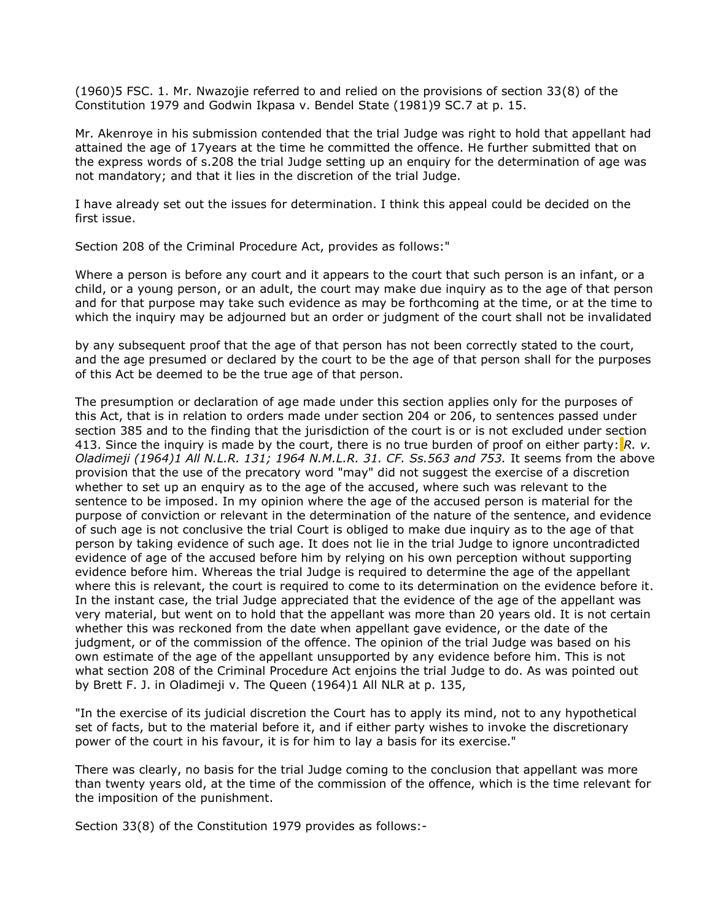(1960)5 FSC. 1. Mr. Nwazojie referred to and relied on the provisions of section 33(8) of the Constitution 1979 and Godwin Ikpasa v. Bendel State (1981)9 SC.7 at p. 15.

Mr. Akenroye in his submission contended that the trial Judge was right to hold that appellant had attained the age of 17years at the time he committed the offence. He further submitted that on the express words of s.208 the trial Judge setting up an enquiry for the determination of age was not mandatory; and that it lies in the discretion of the trial Judge.

I have already set out the issues for determination. I think this appeal could be decided on the first issue.

Section 208 of the Criminal Procedure Act, provides as follows:"

Where a person is before any court and it appears to the court that such person is an infant, or a child, or a young person, or an adult, the court may make due inquiry as to the age of that person and for that purpose may take such evidence as may be forthcoming at the time, or at the time to which the inquiry may be adjourned but an order or judgment of the court shall not be invalidated by any subsequent proof that the age of that person has not been correctly stated to the court, and the age presumed or declared by the court to be the age of that person shall for the purposes of this Act be deemed to be the true age of that person.

The presumption or declaration of age made under this section applies only for the purposes of this Act, that is in relation to orders made under section 204 or 206, to sentences passed under section 385 and to the finding that the jurisdiction of the court is or is not excluded under section 413. Since the inquiry is made by the court, there is no true burden of proof on either party: *R. v. Oladimeji (1964)1 All N.L.R. 131; 1964 N.M.L.R. 31. CF. Ss.563 and 753.* It seems from the above provision that the use of the precatory word "may" did not suggest the exercise of a discretion whether to set up an enquiry as to the age of the accused, where such was relevant to the sentence to be imposed. In my opinion where the age of the accused person is material for the purpose of conviction or relevant in the determination of the nature of the sentence, and evidence of such age is not conclusive the trial Court is obliged to make due inquiry as to the age of that person by taking evidence of such age. It does not lie in the trial Judge to ignore uncontradicted evidence of age of the accused before him by relying on his own perception without supporting evidence before him. Whereas the trial Judge is required to determine the age of the appellant where this is relevant, the court is required to come to its determination on the evidence before it. In the instant case, the trial Judge appreciated that the evidence of the age of the appellant was very material, but went on to hold that the appellant was more than 20 years old. It is not certain whether this was reckoned from the date when appellant gave evidence, or the date of the judgment, or of the commission of the offence. The opinion of the trial Judge was based on his own estimate of the age of the appellant unsupported by any evidence before him. This is not what section 208 of the Criminal Procedure Act enjoins the trial Judge to do. As was pointed out by Brett F. J. in Oladimeji v. The Queen (1964)1 All NLR at p. 135,

"In the exercise of its judicial discretion the Court has to apply its mind, not to any hypothetical set of facts, but to the material before it, and if either party wishes to invoke the discretionary power of the court in his favour, it is for him to lay a basis for its exercise."

There was clearly, no basis for the trial Judge coming to the conclusion that appellant was more than twenty years old, at the time of the commission of the offence, which is the time relevant for the imposition of the punishment.

Section 33(8) of the Constitution 1979 provides as follows:-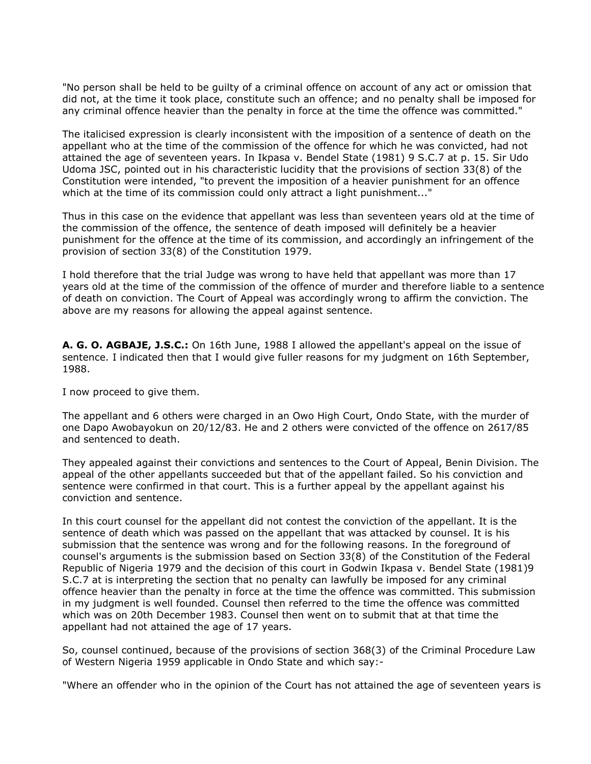"No person shall be held to be guilty of a criminal offence on account of any act or omission that did not, at the time it took place, constitute such an offence; and no penalty shall be imposed for any criminal offence heavier than the penalty in force at the time the offence was committed."

The italicised expression is clearly inconsistent with the imposition of a sentence of death on the appellant who at the time of the commission of the offence for which he was convicted, had not attained the age of seventeen years. In Ikpasa v. Bendel State (1981) 9 S.C.7 at p. 15. Sir Udo Udoma JSC, pointed out in his characteristic lucidity that the provisions of section 33(8) of the Constitution were intended, "to prevent the imposition of a heavier punishment for an offence which at the time of its commission could only attract a light punishment..."

Thus in this case on the evidence that appellant was less than seventeen years old at the time of the commission of the offence, the sentence of death imposed will definitely be a heavier punishment for the offence at the time of its commission, and accordingly an infringement of the provision of section 33(8) of the Constitution 1979.

I hold therefore that the trial Judge was wrong to have held that appellant was more than 17 years old at the time of the commission of the offence of murder and therefore liable to a sentence of death on conviction. The Court of Appeal was accordingly wrong to affirm the conviction. The above are my reasons for allowing the appeal against sentence.

**A. G. O. AGBAJE, J.S.C.:** On 16th June, 1988 I allowed the appellant's appeal on the issue of sentence. I indicated then that I would give fuller reasons for my judgment on 16th September, 1988.

I now proceed to give them.

The appellant and 6 others were charged in an Owo High Court, Ondo State, with the murder of one Dapo Awobayokun on 20/12/83. He and 2 others were convicted of the offence on 2617/85 and sentenced to death.

They appealed against their convictions and sentences to the Court of Appeal, Benin Division. The appeal of the other appellants succeeded but that of the appellant failed. So his conviction and sentence were confirmed in that court. This is a further appeal by the appellant against his conviction and sentence.

In this court counsel for the appellant did not contest the conviction of the appellant. It is the sentence of death which was passed on the appellant that was attacked by counsel. It is his submission that the sentence was wrong and for the following reasons. In the foreground of counsel's arguments is the submission based on Section 33(8) of the Constitution of the Federal Republic of Nigeria 1979 and the decision of this court in Godwin Ikpasa v. Bendel State (1981)9 S.C.7 at is interpreting the section that no penalty can lawfully be imposed for any criminal offence heavier than the penalty in force at the time the offence was committed. This submission in my judgment is well founded. Counsel then referred to the time the offence was committed which was on 20th December 1983. Counsel then went on to submit that at that time the appellant had not attained the age of 17 years.

So, counsel continued, because of the provisions of section 368(3) of the Criminal Procedure Law of Western Nigeria 1959 applicable in Ondo State and which say:-

"Where an offender who in the opinion of the Court has not attained the age of seventeen years is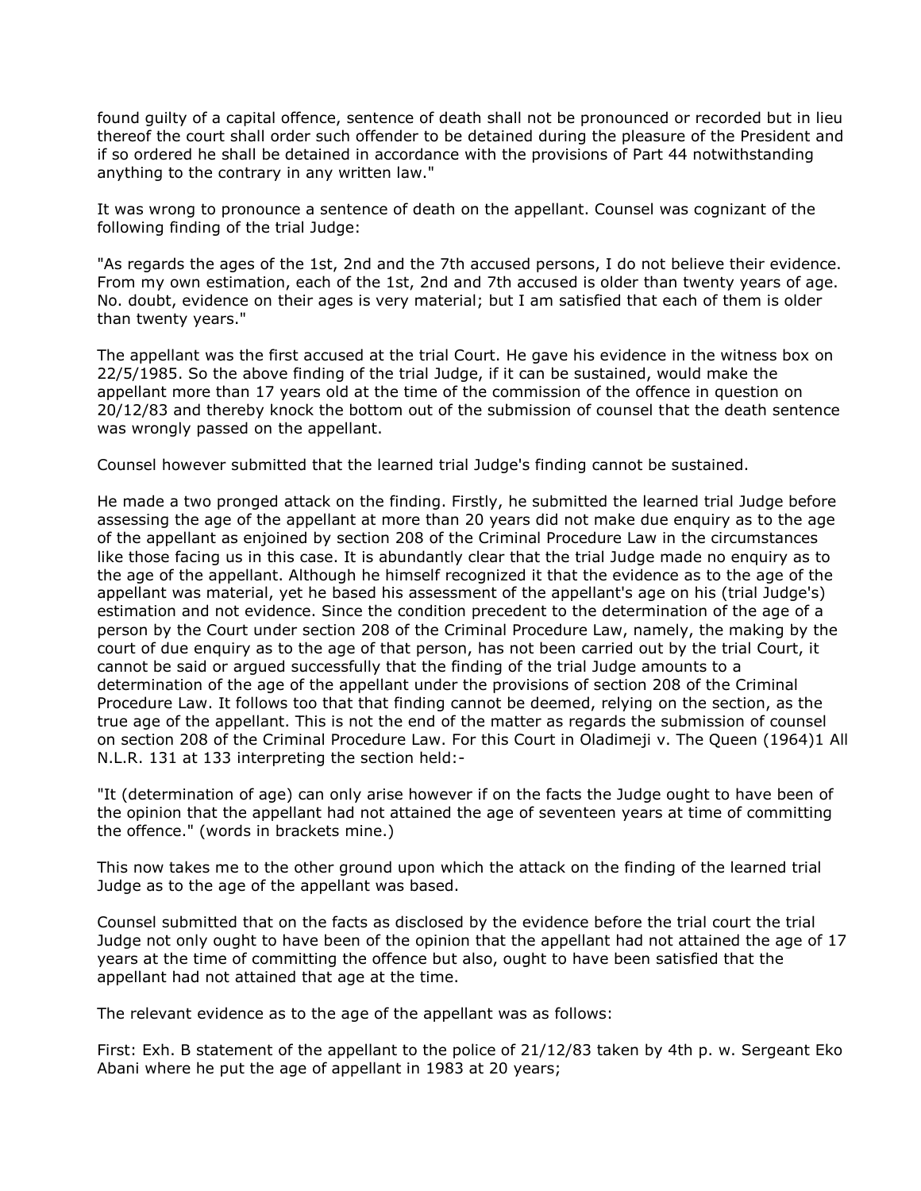found guilty of a capital offence, sentence of death shall not be pronounced or recorded but in lieu thereof the court shall order such offender to be detained during the pleasure of the President and if so ordered he shall be detained in accordance with the provisions of Part 44 notwithstanding anything to the contrary in any written law."

It was wrong to pronounce a sentence of death on the appellant. Counsel was cognizant of the following finding of the trial Judge:

"As regards the ages of the 1st, 2nd and the 7th accused persons, I do not believe their evidence. From my own estimation, each of the 1st, 2nd and 7th accused is older than twenty years of age. No. doubt, evidence on their ages is very material; but I am satisfied that each of them is older than twenty years."

The appellant was the first accused at the trial Court. He gave his evidence in the witness box on 22/5/1985. So the above finding of the trial Judge, if it can be sustained, would make the appellant more than 17 years old at the time of the commission of the offence in question on 20/12/83 and thereby knock the bottom out of the submission of counsel that the death sentence was wrongly passed on the appellant.

Counsel however submitted that the learned trial Judge's finding cannot be sustained.

He made a two pronged attack on the finding. Firstly, he submitted the learned trial Judge before assessing the age of the appellant at more than 20 years did not make due enquiry as to the age of the appellant as enjoined by section 208 of the Criminal Procedure Law in the circumstances like those facing us in this case. It is abundantly clear that the trial Judge made no enquiry as to the age of the appellant. Although he himself recognized it that the evidence as to the age of the appellant was material, yet he based his assessment of the appellant's age on his (trial Judge's) estimation and not evidence. Since the condition precedent to the determination of the age of a person by the Court under section 208 of the Criminal Procedure Law, namely, the making by the court of due enquiry as to the age of that person, has not been carried out by the trial Court, it cannot be said or argued successfully that the finding of the trial Judge amounts to a determination of the age of the appellant under the provisions of section 208 of the Criminal Procedure Law. It follows too that that finding cannot be deemed, relying on the section, as the true age of the appellant. This is not the end of the matter as regards the submission of counsel on section 208 of the Criminal Procedure Law. For this Court in Oladimeji v. The Queen (1964)1 All N.L.R. 131 at 133 interpreting the section held:-

"It (determination of age) can only arise however if on the facts the Judge ought to have been of the opinion that the appellant had not attained the age of seventeen years at time of committing the offence." (words in brackets mine.)

This now takes me to the other ground upon which the attack on the finding of the learned trial Judge as to the age of the appellant was based.

Counsel submitted that on the facts as disclosed by the evidence before the trial court the trial Judge not only ought to have been of the opinion that the appellant had not attained the age of 17 years at the time of committing the offence but also, ought to have been satisfied that the appellant had not attained that age at the time.

The relevant evidence as to the age of the appellant was as follows:

First: Exh. B statement of the appellant to the police of 21/12/83 taken by 4th p. w. Sergeant Eko Abani where he put the age of appellant in 1983 at 20 years;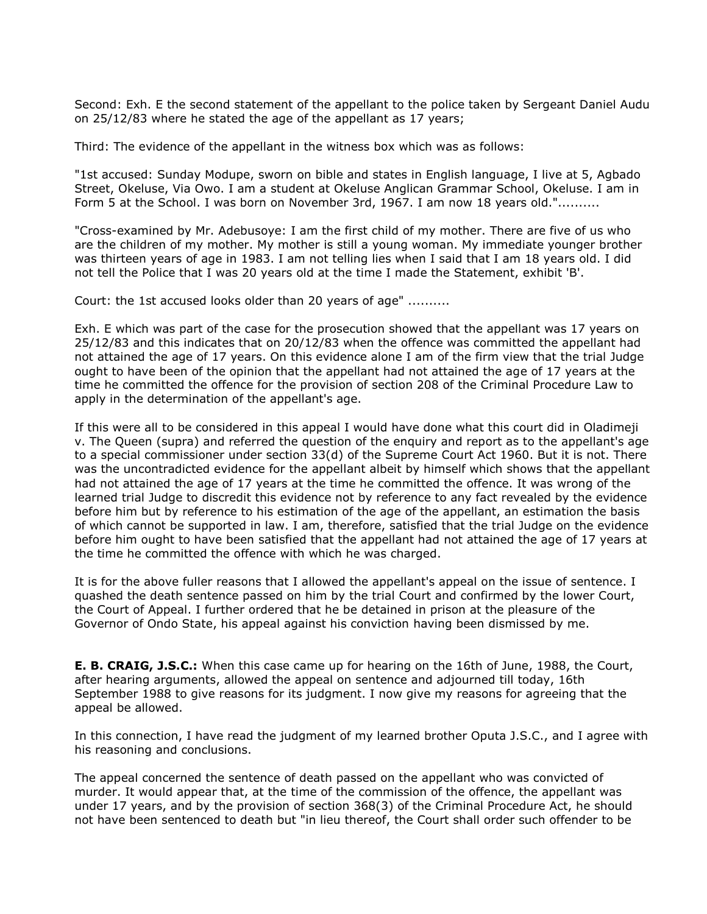Second: Exh. E the second statement of the appellant to the police taken by Sergeant Daniel Audu on 25/12/83 where he stated the age of the appellant as 17 years;

Third: The evidence of the appellant in the witness box which was as follows:

"1st accused: Sunday Modupe, sworn on bible and states in English language, I live at 5, Agbado Street, Okeluse, Via Owo. I am a student at Okeluse Anglican Grammar School, Okeluse. I am in Form 5 at the School. I was born on November 3rd, 1967. I am now 18 years old."..........

"Cross-examined by Mr. Adebusoye: I am the first child of my mother. There are five of us who are the children of my mother. My mother is still a young woman. My immediate younger brother was thirteen years of age in 1983. I am not telling lies when I said that I am 18 years old. I did not tell the Police that I was 20 years old at the time I made the Statement, exhibit 'B'.

Court: the 1st accused looks older than 20 years of age" ..........

Exh. E which was part of the case for the prosecution showed that the appellant was 17 years on 25/12/83 and this indicates that on 20/12/83 when the offence was committed the appellant had not attained the age of 17 years. On this evidence alone I am of the firm view that the trial Judge ought to have been of the opinion that the appellant had not attained the age of 17 years at the time he committed the offence for the provision of section 208 of the Criminal Procedure Law to apply in the determination of the appellant's age.

If this were all to be considered in this appeal I would have done what this court did in Oladimeji v. The Queen (supra) and referred the question of the enquiry and report as to the appellant's age to a special commissioner under section 33(d) of the Supreme Court Act 1960. But it is not. There was the uncontradicted evidence for the appellant albeit by himself which shows that the appellant had not attained the age of 17 years at the time he committed the offence. It was wrong of the learned trial Judge to discredit this evidence not by reference to any fact revealed by the evidence before him but by reference to his estimation of the age of the appellant, an estimation the basis of which cannot be supported in law. I am, therefore, satisfied that the trial Judge on the evidence before him ought to have been satisfied that the appellant had not attained the age of 17 years at the time he committed the offence with which he was charged.

It is for the above fuller reasons that I allowed the appellant's appeal on the issue of sentence. I quashed the death sentence passed on him by the trial Court and confirmed by the lower Court, the Court of Appeal. I further ordered that he be detained in prison at the pleasure of the Governor of Ondo State, his appeal against his conviction having been dismissed by me.

**E. B. CRAIG, J.S.C.:** When this case came up for hearing on the 16th of June, 1988, the Court, after hearing arguments, allowed the appeal on sentence and adjourned till today, 16th September 1988 to give reasons for its judgment. I now give my reasons for agreeing that the appeal be allowed.

In this connection, I have read the judgment of my learned brother Oputa J.S.C., and I agree with his reasoning and conclusions.

The appeal concerned the sentence of death passed on the appellant who was convicted of murder. It would appear that, at the time of the commission of the offence, the appellant was under 17 years, and by the provision of section 368(3) of the Criminal Procedure Act, he should not have been sentenced to death but "in lieu thereof, the Court shall order such offender to be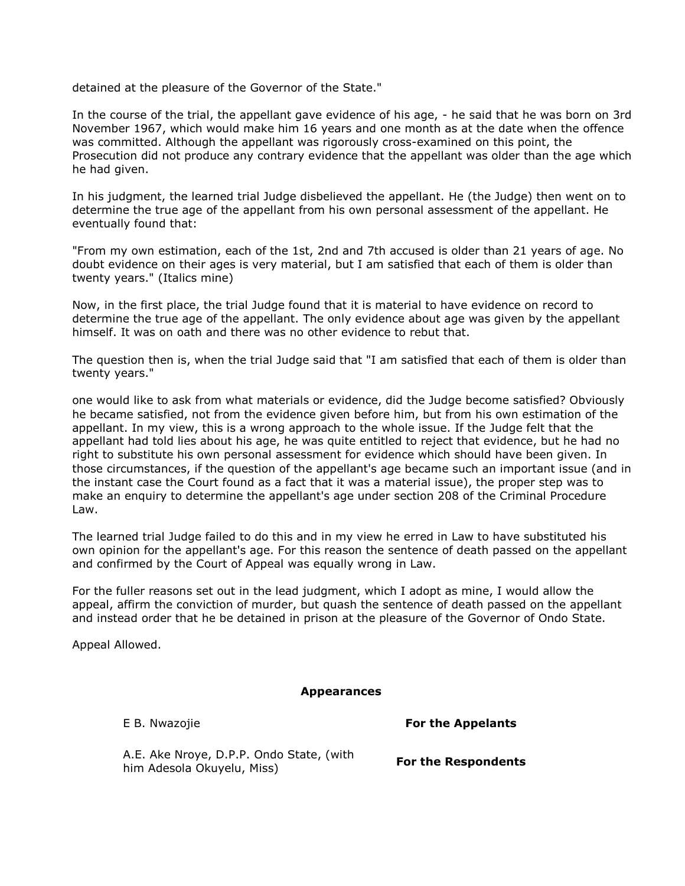detained at the pleasure of the Governor of the State."

In the course of the trial, the appellant gave evidence of his age, - he said that he was born on 3rd November 1967, which would make him 16 years and one month as at the date when the offence was committed. Although the appellant was rigorously cross-examined on this point, the Prosecution did not produce any contrary evidence that the appellant was older than the age which he had given.

In his judgment, the learned trial Judge disbelieved the appellant. He (the Judge) then went on to determine the true age of the appellant from his own personal assessment of the appellant. He eventually found that:

"From my own estimation, each of the 1st, 2nd and 7th accused is older than 21 years of age. No doubt evidence on their ages is very material, but I am satisfied that each of them is older than twenty years." (Italics mine)

Now, in the first place, the trial Judge found that it is material to have evidence on record to determine the true age of the appellant. The only evidence about age was given by the appellant himself. It was on oath and there was no other evidence to rebut that.

The question then is, when the trial Judge said that "I am satisfied that each of them is older than twenty years."

one would like to ask from what materials or evidence, did the Judge become satisfied? Obviously he became satisfied, not from the evidence given before him, but from his own estimation of the appellant. In my view, this is a wrong approach to the whole issue. If the Judge felt that the appellant had told lies about his age, he was quite entitled to reject that evidence, but he had no right to substitute his own personal assessment for evidence which should have been given. In those circumstances, if the question of the appellant's age became such an important issue (and in the instant case the Court found as a fact that it was a material issue), the proper step was to make an enquiry to determine the appellant's age under section 208 of the Criminal Procedure Law.

The learned trial Judge failed to do this and in my view he erred in Law to have substituted his own opinion for the appellant's age. For this reason the sentence of death passed on the appellant and confirmed by the Court of Appeal was equally wrong in Law.

For the fuller reasons set out in the lead judgment, which I adopt as mine, I would allow the appeal, affirm the conviction of murder, but quash the sentence of death passed on the appellant and instead order that he be detained in prison at the pleasure of the Governor of Ondo State.

Appeal Allowed.

**Appearances**

| | |
|---|---|
| E B. Nwazojie | **For the Appelants** |
| A.E. Ake Nroye, D.P.P. Ondo State, (with him Adesola Okuyelu, Miss) | **For the Respondents** |